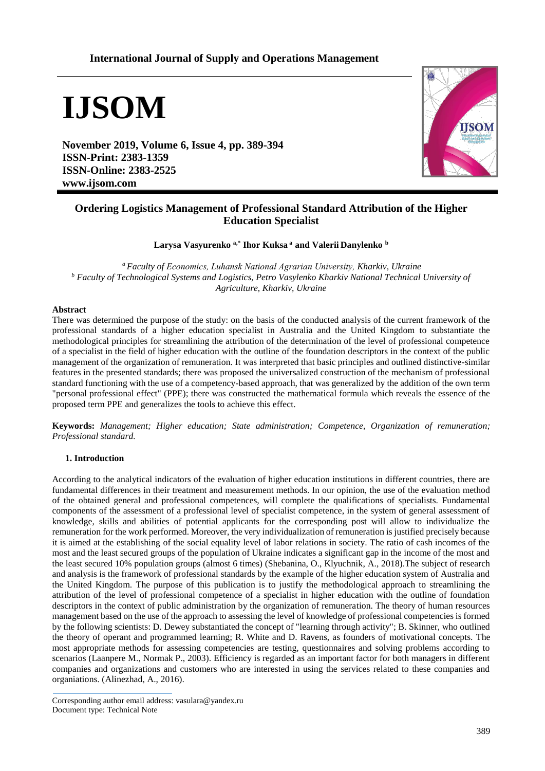# Ordering Logistics Management of Professional Standard Attribution of the Higher Education Specialist

**Larysa Vasyurenko [a,*] Ihor Kuksa [a] and Valerii Danylenko [b]**

*[a] Faculty of Economics, Luhansk National Agrarian University, Kharkiv, Ukraine*
*[b] Faculty of Technological Systems and Logistics, Petro Vasylenko Kharkiv National Technical University of Agriculture, Kharkiv, Ukraine*

**Abstract**

There was determined the purpose of the study: on the basis of the conducted analysis of the current framework of the professional standards of a higher education specialist in Australia and the United Kingdom to substantiate the methodological principles for streamlining the attribution of the determination of the level of professional competence of a specialist in the field of higher education with the outline of the foundation descriptors in the context of the public management of the organization of remuneration. It was interpreted that basic principles and outlined distinctive-similar features in the presented standards; there was proposed the universalized construction of the mechanism of professional standard functioning with the use of a competency-based approach, that was generalized by the addition of the own term "personal professional effect" (PPE); there was constructed the mathematical formula which reveals the essence of the proposed term PPE and generalizes the tools to achieve this effect.

**Keywords:** *Management; Higher education; State administration; Competence, Organization of remuneration; Professional standard.*

## 1. Introduction

According to the analytical indicators of the evaluation of higher education institutions in different countries, there are fundamental differences in their treatment and measurement methods. In our opinion, the use of the evaluation method of the obtained general and professional competences, will complete the qualifications of specialists. Fundamental components of the assessment of a professional level of specialist competence, in the system of general assessment of knowledge, skills and abilities of potential applicants for the corresponding post will allow to individualize the remuneration for the work performed. Moreover, the very individualization of remuneration is justified precisely because it is aimed at the establishing of the social equality level of labor relations in society. The ratio of cash incomes of the most and the least secured groups of the population of Ukraine indicates a significant gap in the income of the most and the least secured 10% population groups (almost 6 times) (Shebanina, O., Klyuchnik, A., 2018).The subject of research and analysis is the framework of professional standards by the example of the higher education system of Australia and the United Kingdom. The purpose of this publication is to justify the methodological approach to streamlining the attribution of the level of professional competence of a specialist in higher education with the outline of foundation descriptors in the context of public administration by the organization of remuneration. The theory of human resources management based on the use of the approach to assessing the level of knowledge of professional competencies is formed by the following scientists: D. Dewey substantiated the concept of "learning through activity"; B. Skinner, who outlined the theory of operant and programmed learning; R. White and D. Ravens, as founders of motivational concepts. The most appropriate methods for assessing competencies are testing, questionnaires and solving problems according to scenarios (Laanpere M., Normak P., 2003). Efficiency is regarded as an important factor for both managers in different companies and organizations and customers who are interested in using the services related to these companies and organiations. (Alinezhad, A., 2016).

Corresponding author email address: vasulara@yandex.ru
Document type: Technical Note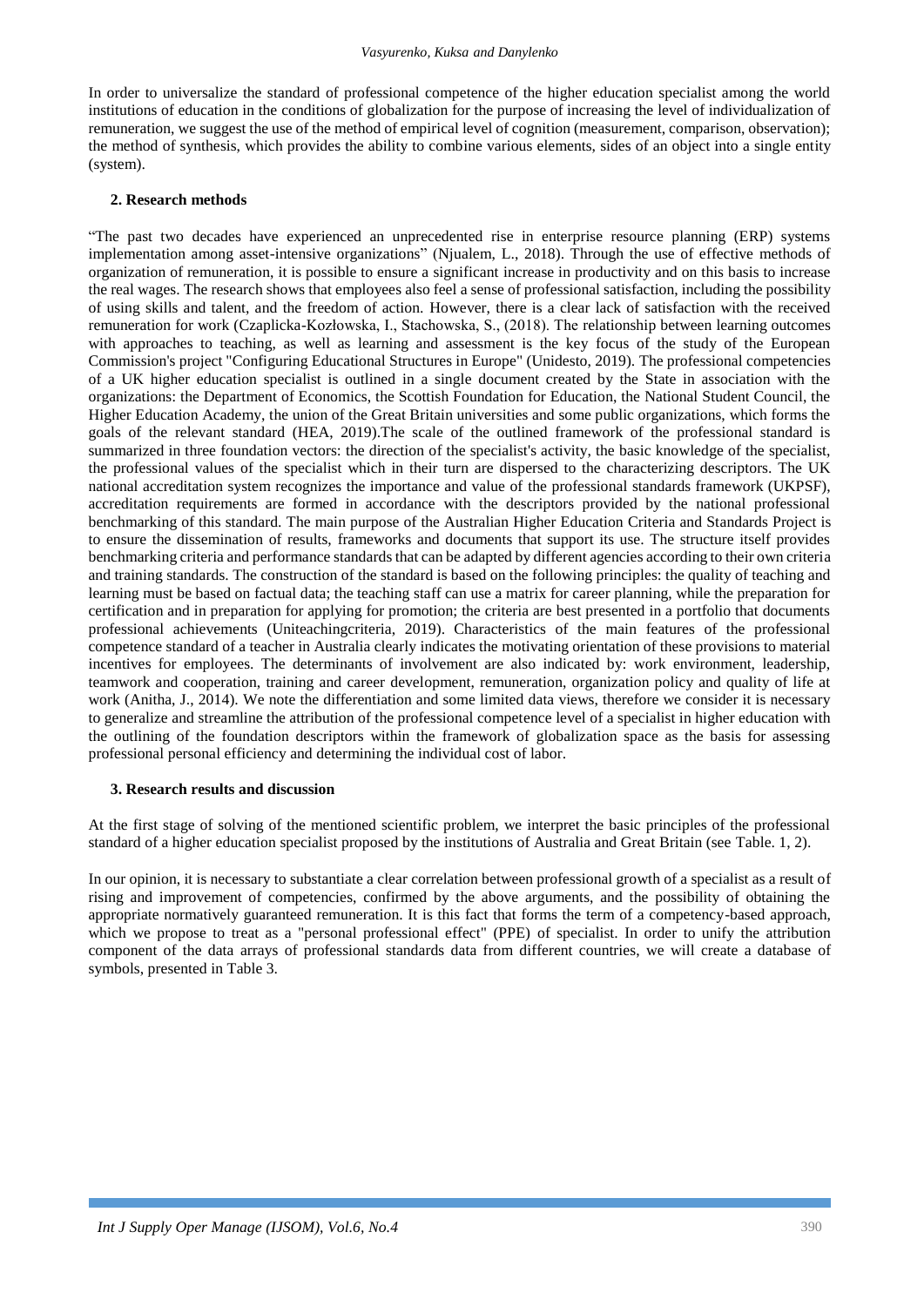In order to universalize the standard of professional competence of the higher education specialist among the world institutions of education in the conditions of globalization for the purpose of increasing the level of individualization of remuneration, we suggest the use of the method of empirical level of cognition (measurement, comparison, observation); the method of synthesis, which provides the ability to combine various elements, sides of an object into a single entity (system).

## 2. Research methods

"The past two decades have experienced an unprecedented rise in enterprise resource planning (ERP) systems implementation among asset-intensive organizations" (Njualem, L., 2018). Through the use of effective methods of organization of remuneration, it is possible to ensure a significant increase in productivity and on this basis to increase the real wages. The research shows that employees also feel a sense of professional satisfaction, including the possibility of using skills and talent, and the freedom of action. However, there is a clear lack of satisfaction with the received remuneration for work (Czaplicka-Kozłowska, I., Stachowska, S., (2018). The relationship between learning outcomes with approaches to teaching, as well as learning and assessment is the key focus of the study of the European Commission's project "Configuring Educational Structures in Europe" (Unidesto, 2019). The professional competencies of a UK higher education specialist is outlined in a single document created by the State in association with the organizations: the Department of Economics, the Scottish Foundation for Education, the National Student Council, the Higher Education Academy, the union of the Great Britain universities and some public organizations, which forms the goals of the relevant standard (HEA, 2019).The scale of the outlined framework of the professional standard is summarized in three foundation vectors: the direction of the specialist's activity, the basic knowledge of the specialist, the professional values of the specialist which in their turn are dispersed to the characterizing descriptors. The UK national accreditation system recognizes the importance and value of the professional standards framework (UKPSF), accreditation requirements are formed in accordance with the descriptors provided by the national professional benchmarking of this standard. The main purpose of the Australian Higher Education Criteria and Standards Project is to ensure the dissemination of results, frameworks and documents that support its use. The structure itself provides benchmarking criteria and performance standards that can be adapted by different agencies according to their own criteria and training standards. The construction of the standard is based on the following principles: the quality of teaching and learning must be based on factual data; the teaching staff can use a matrix for career planning, while the preparation for certification and in preparation for applying for promotion; the criteria are best presented in a portfolio that documents professional achievements (Uniteachingcriteria, 2019). Characteristics of the main features of the professional competence standard of a teacher in Australia clearly indicates the motivating orientation of these provisions to material incentives for employees. The determinants of involvement are also indicated by: work environment, leadership, teamwork and cooperation, training and career development, remuneration, organization policy and quality of life at work (Anitha, J., 2014). We note the differentiation and some limited data views, therefore we consider it is necessary to generalize and streamline the attribution of the professional competence level of a specialist in higher education with the outlining of the foundation descriptors within the framework of globalization space as the basis for assessing professional personal efficiency and determining the individual cost of labor.

## 3. Research results and discussion

At the first stage of solving of the mentioned scientific problem, we interpret the basic principles of the professional standard of a higher education specialist proposed by the institutions of Australia and Great Britain (see Table. 1, 2).

In our opinion, it is necessary to substantiate a clear correlation between professional growth of a specialist as a result of rising and improvement of competencies, confirmed by the above arguments, and the possibility of obtaining the appropriate normatively guaranteed remuneration. It is this fact that forms the term of a competency-based approach, which we propose to treat as a "personal professional effect" (PPE) of specialist. In order to unify the attribution component of the data arrays of professional standards data from different countries, we will create a database of symbols, presented in Table 3.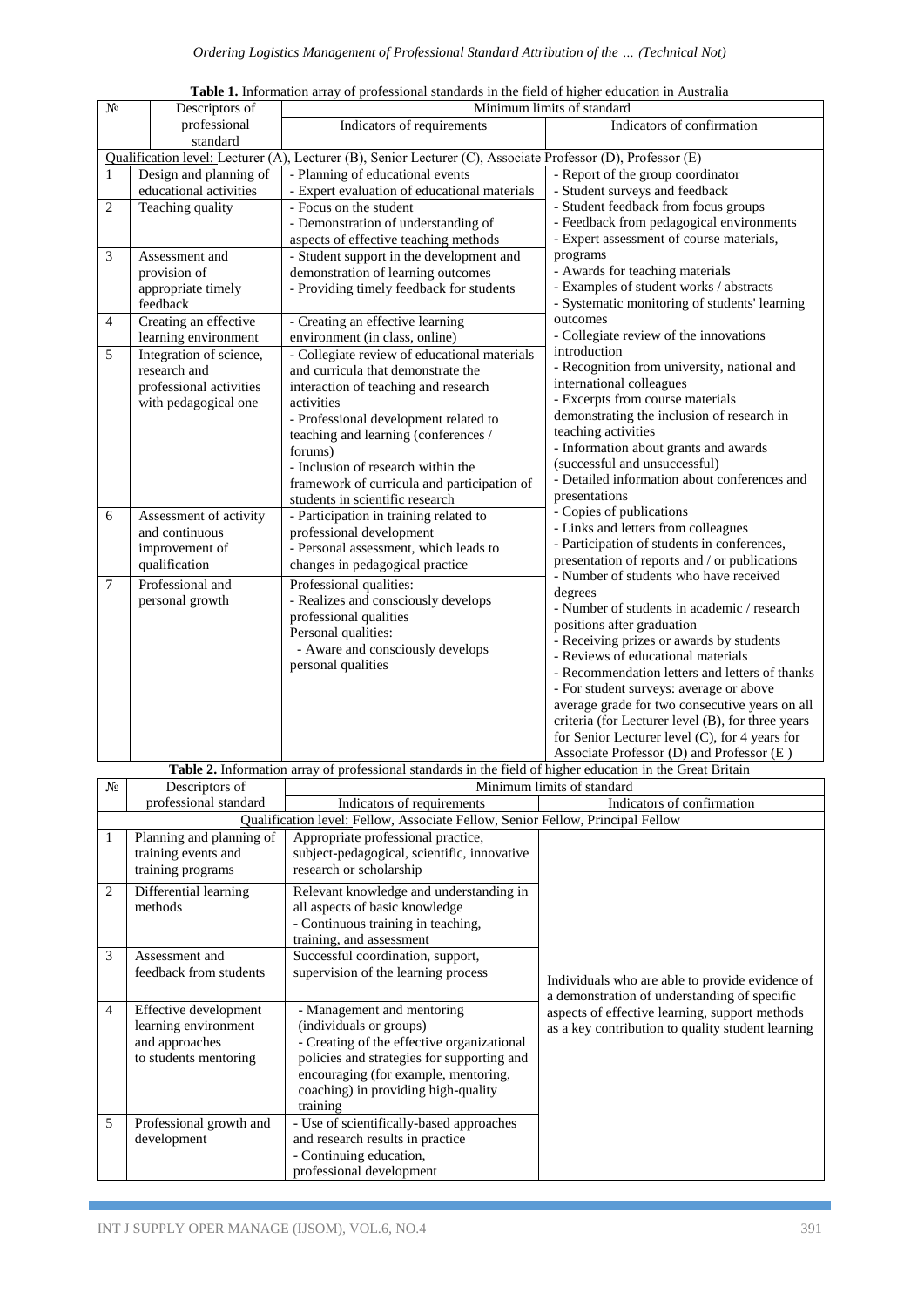**Table 1.** Information array of professional standards in the field of higher education in Australia

| № | Descriptors of professional standard | Minimum limits of standard | |
|---|---|---|---|
| | | Indicators of requirements | Indicators of confirmation |
| Qualification level: Lecturer (A), Lecturer (B), Senior Lecturer (C), Associate Professor (D), Professor (E) | | | |
| 1 | Design and planning of educational activities | - Planning of educational events<br>- Expert evaluation of educational materials | - Report of the group coordinator<br>- Student surveys and feedback<br>- Student feedback from focus groups<br>- Feedback from pedagogical environments<br>- Expert assessment of course materials, programs<br>- Awards for teaching materials<br>- Examples of student works / abstracts<br>- Systematic monitoring of students' learning outcomes<br>- Collegiate review of the innovations introduction<br>- Recognition from university, national and international colleagues<br>- Excerpts from course materials demonstrating the inclusion of research in teaching activities<br>- Information about grants and awards (successful and unsuccessful)<br>- Detailed information about conferences and presentations<br>- Copies of publications<br>- Links and letters from colleagues<br>- Participation of students in conferences, presentation of reports and / or publications<br>- Number of students who have received degrees<br>- Number of students in academic / research positions after graduation<br>- Receiving prizes or awards by students<br>- Reviews of educational materials<br>- Recommendation letters and letters of thanks<br>- For student surveys: average or above average grade for two consecutive years on all criteria (for Lecturer level (B), for three years for Senior Lecturer level (C), for 4 years for Associate Professor (D) and Professor (E ) |
| 2 | Teaching quality | - Focus on the student<br>- Demonstration of understanding of aspects of effective teaching methods | |
| 3 | Assessment and provision of appropriate timely feedback | - Student support in the development and demonstration of learning outcomes<br>- Providing timely feedback for students | |
| 4 | Creating an effective learning environment | - Creating an effective learning environment (in class, online) | |
| 5 | Integration of science, research and professional activities with pedagogical one | - Collegiate review of educational materials and curricula that demonstrate the interaction of teaching and research activities<br>- Professional development related to teaching and learning (conferences / forums)<br>- Inclusion of research within the framework of curricula and participation of students in scientific research | |
| 6 | Assessment of activity and continuous improvement of qualification | - Participation in training related to professional development<br>- Personal assessment, which leads to changes in pedagogical practice | |
| 7 | Professional and personal growth | Professional qualities:<br>- Realizes and consciously develops professional qualities<br>Personal qualities:<br>- Aware and consciously develops personal qualities | |

**Table 2.** Information array of professional standards in the field of higher education in the Great Britain

| № | Descriptors of professional standard | Minimum limits of standard | |
|---|---|---|---|
| | | Indicators of requirements | Indicators of confirmation |
| Qualification level: Fellow, Associate Fellow, Senior Fellow, Principal Fellow | | | |
| 1 | Planning and planning of training events and training programs | Appropriate professional practice, subject-pedagogical, scientific, innovative research or scholarship | Individuals who are able to provide evidence of a demonstration of understanding of specific aspects of effective learning, support methods as a key contribution to quality student learning |
| 2 | Differential learning methods | Relevant knowledge and understanding in all aspects of basic knowledge<br>- Continuous training in teaching, training, and assessment | |
| 3 | Assessment and feedback from students | Successful coordination, support, supervision of the learning process | |
| 4 | Effective development learning environment and approaches to students mentoring | - Management and mentoring (individuals or groups)<br>- Creating of the effective organizational policies and strategies for supporting and encouraging (for example, mentoring, coaching) in providing high-quality training | |
| 5 | Professional growth and development | - Use of scientifically-based approaches and research results in practice<br>- Continuing education, professional development | |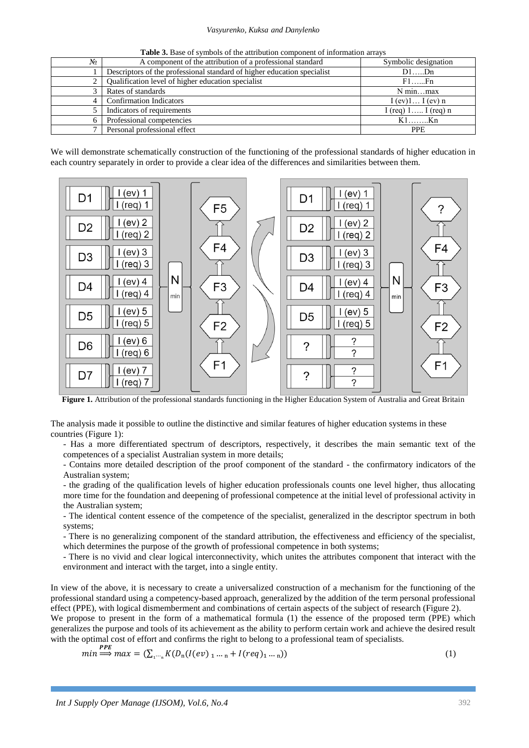**Table 3.** Base of symbols of the attribution component of information arrays

| № | A component of the attribution of a professional standard | Symbolic designation |
|---|---|---|
| 1 | Descriptors of the professional standard of higher education specialist | D1…..Dn |
| 2 | Qualification level of higher education specialist | F1…...Fn |
| 3 | Rates of standards | N min…max |
| 4 | Confirmation Indicators | I (ev)1… I (ev) n |
| 5 | Indicators of requirements | I (req) 1….. I (req) n |
| 6 | Professional competencies | K1……..Kn |
| 7 | Personal professional effect | PPE |

We will demonstrate schematically construction of the functioning of the professional standards of higher education in each country separately in order to provide a clear idea of the differences and similarities between them.

**Figure 1.** Attribution of the professional standards functioning in the Higher Education System of Australia and Great Britain

The analysis made it possible to outline the distinctive and similar features of higher education systems in these countries (Figure 1):

- Has a more differentiated spectrum of descriptors, respectively, it describes the main semantic text of the competences of a specialist Australian system in more details;
- Contains more detailed description of the proof component of the standard - the confirmatory indicators of the Australian system;
- the grading of the qualification levels of higher education professionals counts one level higher, thus allocating more time for the foundation and deepening of professional competence at the initial level of professional activity in the Australian system;
- The identical content essence of the competence of the specialist, generalized in the descriptor spectrum in both systems;
- There is no generalizing component of the standard attribution, the effectiveness and efficiency of the specialist, which determines the purpose of the growth of professional competence in both systems;
- There is no vivid and clear logical interconnectivity, which unites the attributes component that interact with the environment and interact with the target, into a single entity.

In view of the above, it is necessary to create a universalized construction of a mechanism for the functioning of the professional standard using a competency-based approach, generalized by the addition of the term personal professional effect (PPE), with logical dismemberment and combinations of certain aspects of the subject of research (Figure 2).

We propose to present in the form of a mathematical formula (1) the essence of the proposed term (PPE) which generalizes the purpose and tools of its achievement as the ability to perform certain work and achieve the desired result with the optimal cost of effort and confirms the right to belong to a professional team of specialists.

$$min \overset{PPE}{\Longrightarrow} max = (\sum_{1 \cdots n} K(D_n(I(ev)_{1 \dots n} + I(req)_{1 \dots n}))) \quad (1)$$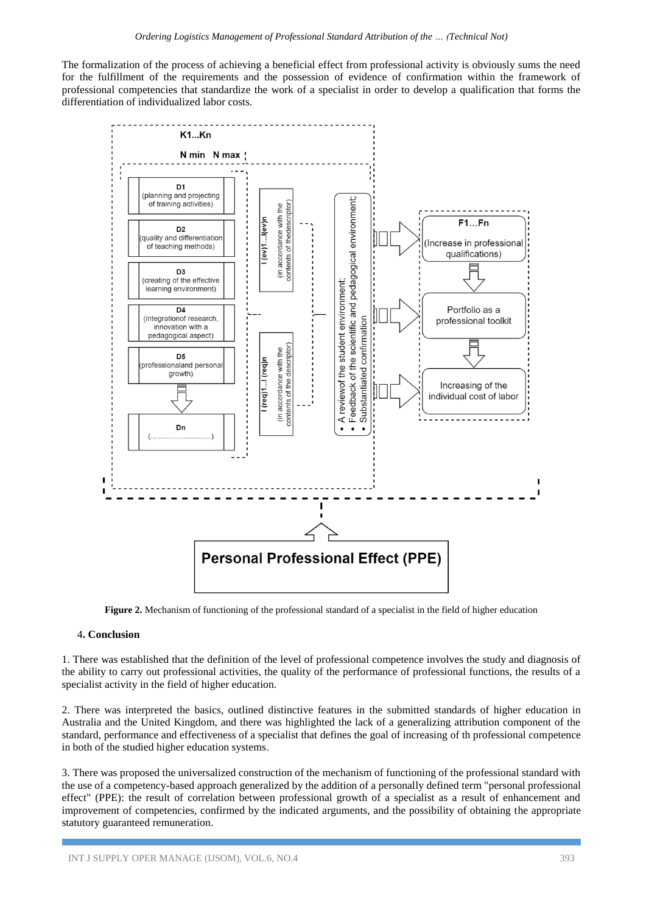The formalization of the process of achieving a beneficial effect from professional activity is obviously sums the need for the fulfillment of the requirements and the possession of evidence of confirmation within the framework of professional competencies that standardize the work of a specialist in order to develop a qualification that forms the differentiation of individualized labor costs.

**Figure 2.** Mechanism of functioning of the professional standard of a specialist in the field of higher education

## 4. Conclusion

1. There was established that the definition of the level of professional competence involves the study and diagnosis of the ability to carry out professional activities, the quality of the performance of professional functions, the results of a specialist activity in the field of higher education.

2. There was interpreted the basics, outlined distinctive features in the submitted standards of higher education in Australia and the United Kingdom, and there was highlighted the lack of a generalizing attribution component of the standard, performance and effectiveness of a specialist that defines the goal of increasing of th professional competence in both of the studied higher education systems.

3. There was proposed the universalized construction of the mechanism of functioning of the professional standard with the use of a competency-based approach generalized by the addition of a personally defined term "personal professional effect" (PPE): the result of correlation between professional growth of a specialist as a result of enhancement and improvement of competencies, confirmed by the indicated arguments, and the possibility of obtaining the appropriate statutory guaranteed remuneration.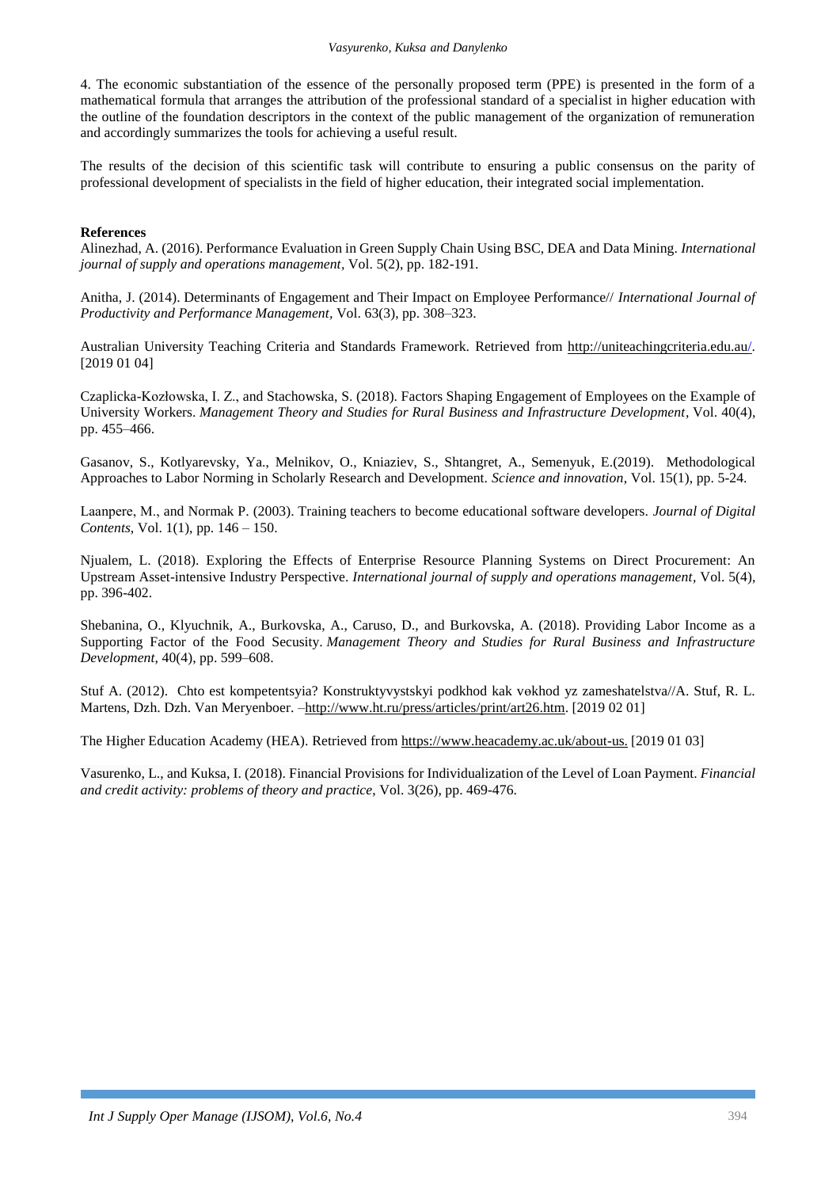4. The economic substantiation of the essence of the personally proposed term (PPE) is presented in the form of a mathematical formula that arranges the attribution of the professional standard of a specialist in higher education with the outline of the foundation descriptors in the context of the public management of the organization of remuneration and accordingly summarizes the tools for achieving a useful result.

The results of the decision of this scientific task will contribute to ensuring a public consensus on the parity of professional development of specialists in the field of higher education, their integrated social implementation.

## References

Alinezhad, A. (2016). Performance Evaluation in Green Supply Chain Using BSC, DEA and Data Mining. *International journal of supply and operations management*, Vol. 5(2), pp. 182-191.

Anitha, J. (2014). Determinants of Engagement and Their Impact on Employee Performance// *International Journal of Productivity and Performance Management*, Vol. 63(3), pp. 308–323.

Australian University Teaching Criteria and Standards Framework. Retrieved from http://uniteachingcriteria.edu.au/. [2019 01 04]

Czaplicka-Kozłowska, I. Z., and Stachowska, S. (2018). Factors Shaping Engagement of Employees on the Example of University Workers. *Management Theory and Studies for Rural Business and Infrastructure Development*, Vol. 40(4), pp. 455–466.

Gasanov, S., Kotlyarevsky, Ya., Melnikov, O., Kniaziev, S., Shtangret, A., Semenyuk, E.(2019). Methodological Approaches to Labor Norming in Scholarly Research and Development. *Science and innovation*, Vol. 15(1), pp. 5-24.

Laanpere, M., and Normak P. (2003). Training teachers to become educational software developers. *Journal of Digital Contents*, Vol. 1(1), pp. 146 – 150.

Njualem, L. (2018). Exploring the Effects of Enterprise Resource Planning Systems on Direct Procurement: An Upstream Asset-intensive Industry Perspective. *International journal of supply and operations management*, Vol. 5(4), pp. 396-402.

Shebanina, O., Klyuchnik, A., Burkovska, A., Caruso, D., and Burkovska, A. (2018). Providing Labor Income as a Supporting Factor of the Food Secusity. *Management Theory and Studies for Rural Business and Infrastructure Development*, 40(4), pp. 599–608.

Stuf A. (2012). Chto est kompetentsyia? Konstruktyvystskyi podkhod kak vәkhod yz zameshatelstva//A. Stuf, R. L. Martens, Dzh. Dzh. Van Meryenboer. –http://www.ht.ru/press/articles/print/art26.htm. [2019 02 01]

The Higher Education Academy (HEA). Retrieved from https://www.heacademy.ac.uk/about-us. [2019 01 03]

Vasurenko, L., and Kuksa, I. (2018). Financial Provisions for Individualization of the Level of Loan Payment. *Financial and credit activity: problems of theory and practice*, Vol. 3(26), pp. 469-476.